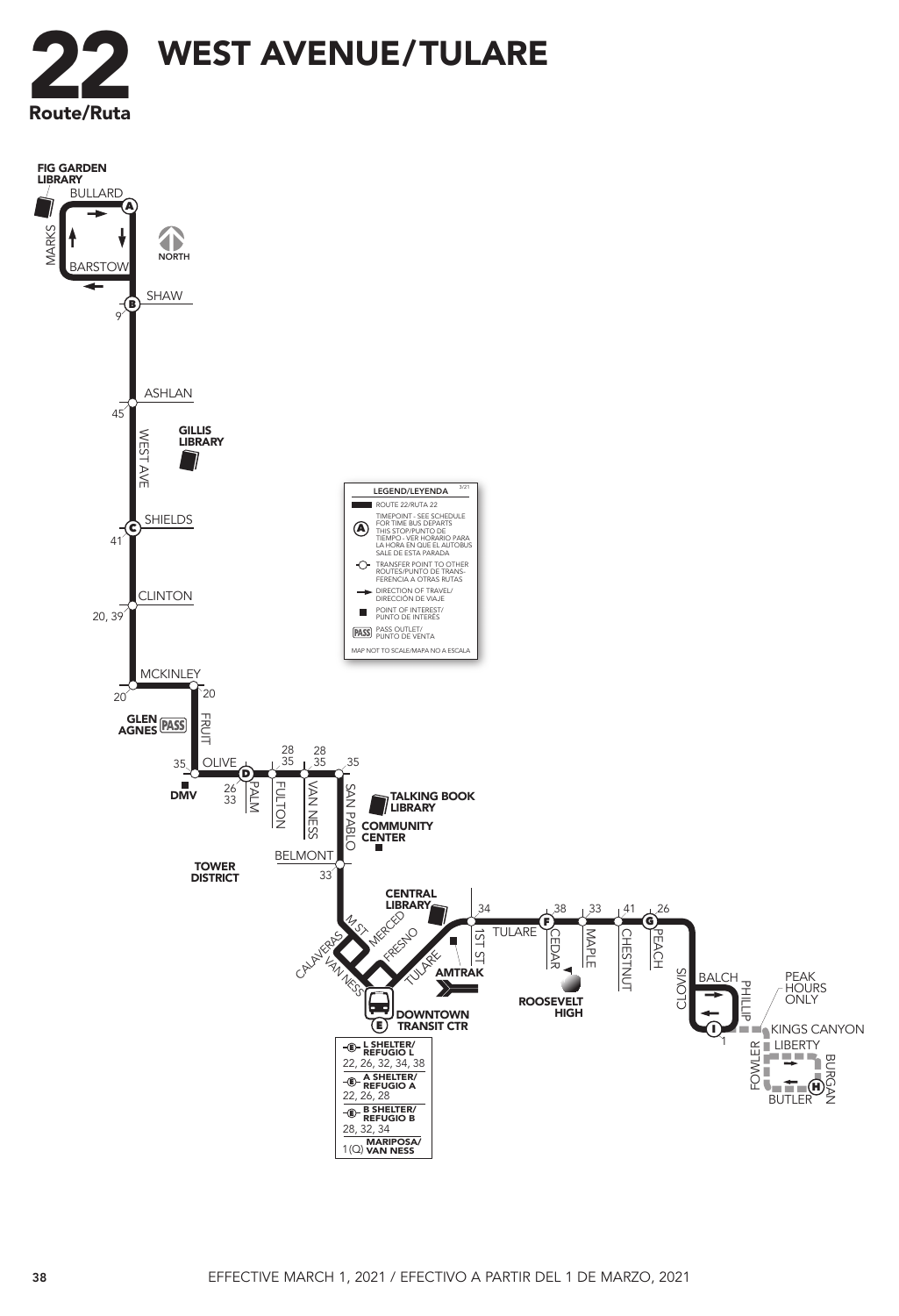# 22 WEST AVENUE/TULARE

Route/Ruta

FIG GARDEN LIBRARY

BULLARD

MARKS

BARSTOW

NORTH

SHAW

9

ASHLAN

45

WEST AVE

GILLIS LIBRARY

SHIELDS

41

CLINTON

20, 39

MCKINLEY

20

20

GLEN AGNES PASS

FRUIT

35

OLIVE

DMV

26 33

PALM

28 35

FULTON

28 35

VAN NESS

35

SAN PABLO

TALKING BOOK LIBRARY

COMMUNITY CENTER

BELMONT

33

TOWER DISTRICT

CENTRAL LIBRARY

M ST

MERCED

CALAVERAS

VAN NESS

FRESNO

TULARE

AMTRAK

DOWNTOWN TRANSIT CTR

34

1ST ST

TULARE

38

CEDAR

33

MAPLE

41

CHESTNUT

26

PEACH

ROOSEVELT HIGH

CLOVIS

BALCH

PHILLIP

PEAK HOURS ONLY

KINGS CANYON

1

LIBERTY

FOWLER

BURGAN

BUTLER

| |
|---|
| L SHELTER/ REFUGIO L |
| 22, 26, 32, 34, 38 |
| A SHELTER/ REFUGIO A |
| 22, 26, 28 |
| B SHELTER/ REFUGIO B |
| 28, 32, 34 |
| 1(Q) MARIPOSA/ VAN NESS |

| LEGEND/LEYENDA |
|---|
| ROUTE 22/RUTA 22 |
| TIMEPOINT - SEE SCHEDULE FOR TIME BUS DEPARTS THIS STOP/PUNTO DE TIEMPO - VER HORARIO PARA LA HORA EN QUE EL AUTOBUS SALE DE ESTA PARADA |
| TRANSFER POINT TO OTHER ROUTES/PUNTO DE TRANSFERENCIA A OTRAS RUTAS |
| DIRECTION OF TRAVEL/ DIRECCIÓN DE VIAJE |
| POINT OF INTEREST/ PUNTO DE INTERÉS |
| PASS OUTLET/ PUNTO DE VENTA |
| MAP NOT TO SCALE/MAPA NO A ESCALA |

3/21

EFFECTIVE MARCH 1, 2021 / EFECTIVO A PARTIR DEL 1 DE MARZO, 2021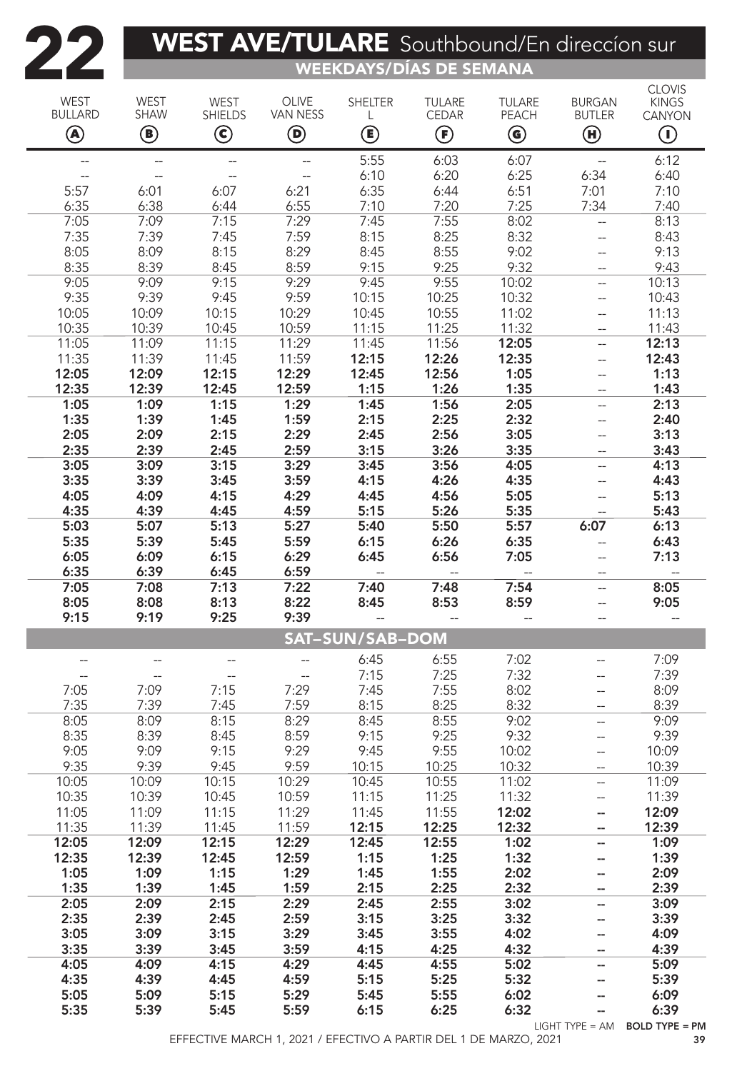# 22 WEST AVE/TULARE Southbound/En direccíon sur

## WEEKDAYS/DÍAS DE SEMANA

| WEST BULLARD (A) | WEST SHAW (B) | WEST SHIELDS (C) | OLIVE VAN NESS (D) | SHELTER L (E) | TULARE CEDAR (F) | TULARE PEACH (G) | BURGAN BUTLER (H) | CLOVIS KINGS CANYON (I) |
|---|---|---|---|---|---|---|---|---|
| -- | -- | -- | -- | 5:55 | 6:03 | 6:07 | -- | 6:12 |
| -- | -- | -- | -- | 6:10 | 6:20 | 6:25 | 6:34 | 6:40 |
| 5:57 | 6:01 | 6:07 | 6:21 | 6:35 | 6:44 | 6:51 | 7:01 | 7:10 |
| 6:35 | 6:38 | 6:44 | 6:55 | 7:10 | 7:20 | 7:25 | 7:34 | 7:40 |
| 7:05 | 7:09 | 7:15 | 7:29 | 7:45 | 7:55 | 8:02 | -- | 8:13 |
| 7:35 | 7:39 | 7:45 | 7:59 | 8:15 | 8:25 | 8:32 | -- | 8:43 |
| 8:05 | 8:09 | 8:15 | 8:29 | 8:45 | 8:55 | 9:02 | -- | 9:13 |
| 8:35 | 8:39 | 8:45 | 8:59 | 9:15 | 9:25 | 9:32 | -- | 9:43 |
| 9:05 | 9:09 | 9:15 | 9:29 | 9:45 | 9:55 | 10:02 | -- | 10:13 |
| 9:35 | 9:39 | 9:45 | 9:59 | 10:15 | 10:25 | 10:32 | -- | 10:43 |
| 10:05 | 10:09 | 10:15 | 10:29 | 10:45 | 10:55 | 11:02 | -- | 11:13 |
| 10:35 | 10:39 | 10:45 | 10:59 | 11:15 | 11:25 | 11:32 | -- | 11:43 |
| 11:05 | 11:09 | 11:15 | 11:29 | 11:45 | 11:56 | **12:05** | -- | **12:13** |
| 11:35 | 11:39 | 11:45 | 11:59 | **12:15** | **12:26** | **12:35** | -- | **12:43** |
| **12:05** | **12:09** | **12:15** | **12:29** | **12:45** | **12:56** | **1:05** | -- | **1:13** |
| **12:35** | **12:39** | **12:45** | **12:59** | **1:15** | **1:26** | **1:35** | -- | **1:43** |
| **1:05** | **1:09** | **1:15** | **1:29** | **1:45** | **1:56** | **2:05** | -- | **2:13** |
| **1:35** | **1:39** | **1:45** | **1:59** | **2:15** | **2:25** | **2:32** | -- | **2:40** |
| **2:05** | **2:09** | **2:15** | **2:29** | **2:45** | **2:56** | **3:05** | -- | **3:13** |
| **2:35** | **2:39** | **2:45** | **2:59** | **3:15** | **3:26** | **3:35** | -- | **3:43** |
| **3:05** | **3:09** | **3:15** | **3:29** | **3:45** | **3:56** | **4:05** | -- | **4:13** |
| **3:35** | **3:39** | **3:45** | **3:59** | **4:15** | **4:26** | **4:35** | -- | **4:43** |
| **4:05** | **4:09** | **4:15** | **4:29** | **4:45** | **4:56** | **5:05** | -- | **5:13** |
| **4:35** | **4:39** | **4:45** | **4:59** | **5:15** | **5:26** | **5:35** | -- | **5:43** |
| **5:03** | **5:07** | **5:13** | **5:27** | **5:40** | **5:50** | **5:57** | **6:07** | **6:13** |
| **5:35** | **5:39** | **5:45** | **5:59** | **6:15** | **6:26** | **6:35** | -- | **6:43** |
| **6:05** | **6:09** | **6:15** | **6:29** | **6:45** | **6:56** | **7:05** | -- | **7:13** |
| **6:35** | **6:39** | **6:45** | **6:59** | -- | -- | -- | -- | -- |
| **7:05** | **7:08** | **7:13** | **7:22** | **7:40** | **7:48** | **7:54** | -- | **8:05** |
| **8:05** | **8:08** | **8:13** | **8:22** | **8:45** | **8:53** | **8:59** | -- | **9:05** |
| **9:15** | **9:19** | **9:25** | **9:39** | -- | -- | -- | -- | -- |

## SAT–SUN/SAB–DOM

| WEST BULLARD (A) | WEST SHAW (B) | WEST SHIELDS (C) | OLIVE VAN NESS (D) | SHELTER L (E) | TULARE CEDAR (F) | TULARE PEACH (G) | BURGAN BUTLER (H) | CLOVIS KINGS CANYON (I) |
|---|---|---|---|---|---|---|---|---|
| -- | -- | -- | -- | 6:45 | 6:55 | 7:02 | -- | 7:09 |
| -- | -- | -- | -- | 7:15 | 7:25 | 7:32 | -- | 7:39 |
| 7:05 | 7:09 | 7:15 | 7:29 | 7:45 | 7:55 | 8:02 | -- | 8:09 |
| 7:35 | 7:39 | 7:45 | 7:59 | 8:15 | 8:25 | 8:32 | -- | 8:39 |
| 8:05 | 8:09 | 8:15 | 8:29 | 8:45 | 8:55 | 9:02 | -- | 9:09 |
| 8:35 | 8:39 | 8:45 | 8:59 | 9:15 | 9:25 | 9:32 | -- | 9:39 |
| 9:05 | 9:09 | 9:15 | 9:29 | 9:45 | 9:55 | 10:02 | -- | 10:09 |
| 9:35 | 9:39 | 9:45 | 9:59 | 10:15 | 10:25 | 10:32 | -- | 10:39 |
| 10:05 | 10:09 | 10:15 | 10:29 | 10:45 | 10:55 | 11:02 | -- | 11:09 |
| 10:35 | 10:39 | 10:45 | 10:59 | 11:15 | 11:25 | 11:32 | -- | 11:39 |
| 11:05 | 11:09 | 11:15 | 11:29 | 11:45 | 11:55 | **12:02** | -- | **12:09** |
| 11:35 | 11:39 | 11:45 | 11:59 | **12:15** | **12:25** | **12:32** | -- | **12:39** |
| **12:05** | **12:09** | **12:15** | **12:29** | **12:45** | **12:55** | **1:02** | -- | **1:09** |
| **12:35** | **12:39** | **12:45** | **12:59** | **1:15** | **1:25** | **1:32** | -- | **1:39** |
| **1:05** | **1:09** | **1:15** | **1:29** | **1:45** | **1:55** | **2:02** | -- | **2:09** |
| **1:35** | **1:39** | **1:45** | **1:59** | **2:15** | **2:25** | **2:32** | -- | **2:39** |
| **2:05** | **2:09** | **2:15** | **2:29** | **2:45** | **2:55** | **3:02** | -- | **3:09** |
| **2:35** | **2:39** | **2:45** | **2:59** | **3:15** | **3:25** | **3:32** | -- | **3:39** |
| **3:05** | **3:09** | **3:15** | **3:29** | **3:45** | **3:55** | **4:02** | -- | **4:09** |
| **3:35** | **3:39** | **3:45** | **3:59** | **4:15** | **4:25** | **4:32** | -- | **4:39** |
| **4:05** | **4:09** | **4:15** | **4:29** | **4:45** | **4:55** | **5:02** | -- | **5:09** |
| **4:35** | **4:39** | **4:45** | **4:59** | **5:15** | **5:25** | **5:32** | -- | **5:39** |
| **5:05** | **5:09** | **5:15** | **5:29** | **5:45** | **5:55** | **6:02** | -- | **6:09** |
| **5:35** | **5:39** | **5:45** | **5:59** | **6:15** | **6:25** | **6:32** | -- | **6:39** |

LIGHT TYPE = AM **BOLD TYPE = PM**

EFFECTIVE MARCH 1, 2021 / EFECTIVO A PARTIR DEL 1 DE MARZO, 2021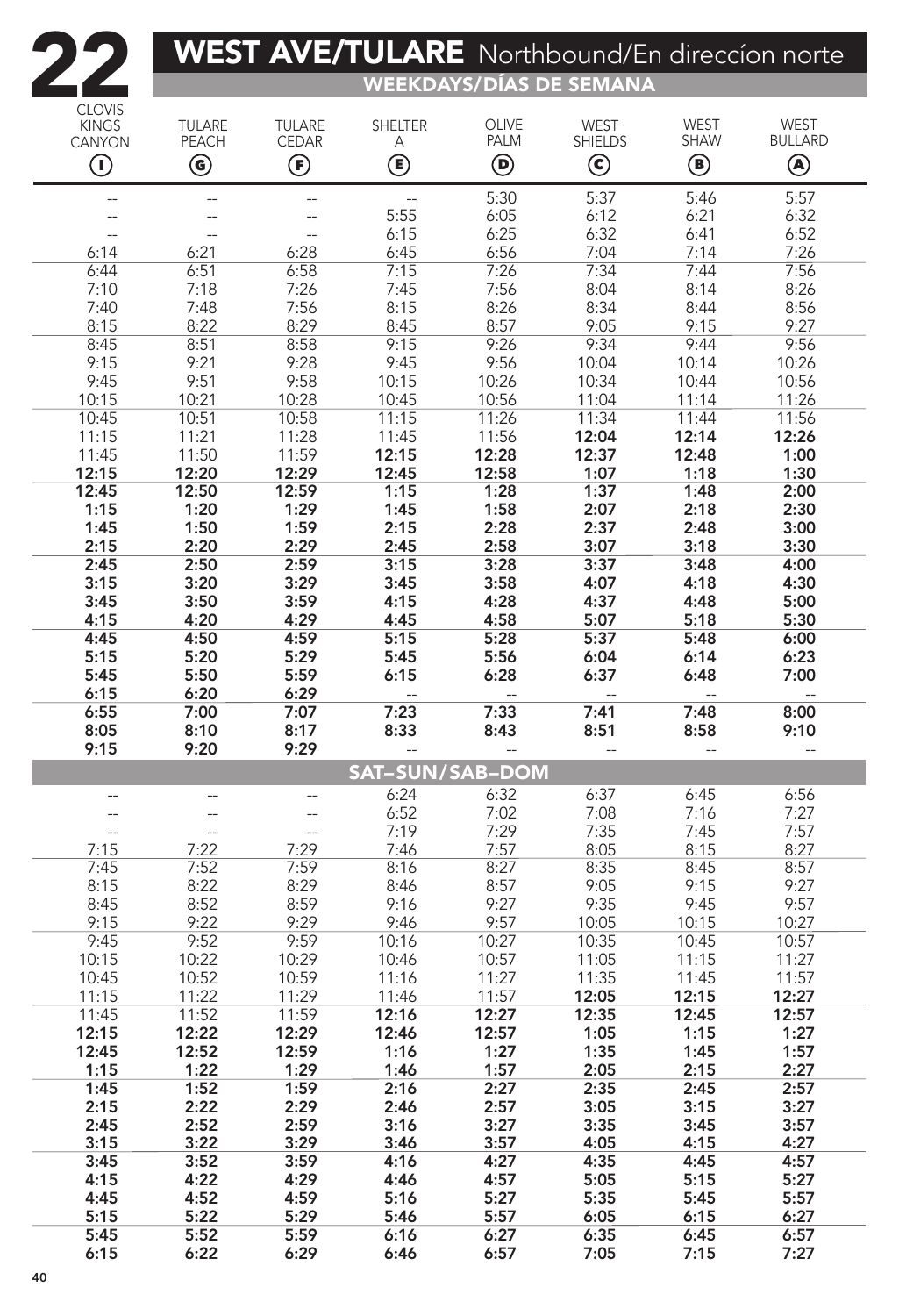# 22 WEST AVE/TULARE Northbound/En direccíon norte

## WEEKDAYS/DÍAS DE SEMANA

| CLOVIS KINGS CANYON (I) | TULARE PEACH (G) | TULARE CEDAR (F) | SHELTER A (E) | OLIVE PALM (D) | WEST SHIELDS (C) | WEST SHAW (B) | WEST BULLARD (A) |
|---|---|---|---|---|---|---|---|
| -- | -- | -- | -- | 5:30 | 5:37 | 5:46 | 5:57 |
| -- | -- | -- | 5:55 | 6:05 | 6:12 | 6:21 | 6:32 |
| -- | -- | -- | 6:15 | 6:25 | 6:32 | 6:41 | 6:52 |
| 6:14 | 6:21 | 6:28 | 6:45 | 6:56 | 7:04 | 7:14 | 7:26 |
| 6:44 | 6:51 | 6:58 | 7:15 | 7:26 | 7:34 | 7:44 | 7:56 |
| 7:10 | 7:18 | 7:26 | 7:45 | 7:56 | 8:04 | 8:14 | 8:26 |
| 7:40 | 7:48 | 7:56 | 8:15 | 8:26 | 8:34 | 8:44 | 8:56 |
| 8:15 | 8:22 | 8:29 | 8:45 | 8:57 | 9:05 | 9:15 | 9:27 |
| 8:45 | 8:51 | 8:58 | 9:15 | 9:26 | 9:34 | 9:44 | 9:56 |
| 9:15 | 9:21 | 9:28 | 9:45 | 9:56 | 10:04 | 10:14 | 10:26 |
| 9:45 | 9:51 | 9:58 | 10:15 | 10:26 | 10:34 | 10:44 | 10:56 |
| 10:15 | 10:21 | 10:28 | 10:45 | 10:56 | 11:04 | 11:14 | 11:26 |
| 10:45 | 10:51 | 10:58 | 11:15 | 11:26 | 11:34 | 11:44 | 11:56 |
| 11:15 | 11:21 | 11:28 | 11:45 | 11:56 | **12:04** | **12:14** | **12:26** |
| 11:45 | 11:50 | 11:59 | **12:15** | **12:28** | **12:37** | **12:48** | **1:00** |
| **12:15** | **12:20** | **12:29** | **12:45** | **12:58** | **1:07** | **1:18** | **1:30** |
| **12:45** | **12:50** | **12:59** | **1:15** | **1:28** | **1:37** | **1:48** | **2:00** |
| **1:15** | **1:20** | **1:29** | **1:45** | **1:58** | **2:07** | **2:18** | **2:30** |
| **1:45** | **1:50** | **1:59** | **2:15** | **2:28** | **2:37** | **2:48** | **3:00** |
| **2:15** | **2:20** | **2:29** | **2:45** | **2:58** | **3:07** | **3:18** | **3:30** |
| **2:45** | **2:50** | **2:59** | **3:15** | **3:28** | **3:37** | **3:48** | **4:00** |
| **3:15** | **3:20** | **3:29** | **3:45** | **3:58** | **4:07** | **4:18** | **4:30** |
| **3:45** | **3:50** | **3:59** | **4:15** | **4:28** | **4:37** | **4:48** | **5:00** |
| **4:15** | **4:20** | **4:29** | **4:45** | **4:58** | **5:07** | **5:18** | **5:30** |
| **4:45** | **4:50** | **4:59** | **5:15** | **5:28** | **5:37** | **5:48** | **6:00** |
| **5:15** | **5:20** | **5:29** | **5:45** | **5:56** | **6:04** | **6:14** | **6:23** |
| **5:45** | **5:50** | **5:59** | **6:15** | **6:28** | **6:37** | **6:48** | **7:00** |
| **6:15** | **6:20** | **6:29** | -- | -- | -- | -- | -- |
| **6:55** | **7:00** | **7:07** | **7:23** | **7:33** | **7:41** | **7:48** | **8:00** |
| **8:05** | **8:10** | **8:17** | **8:33** | **8:43** | **8:51** | **8:58** | **9:10** |
| **9:15** | **9:20** | **9:29** | -- | -- | -- | -- | -- |

## SAT–SUN/SAB–DOM

| CLOVIS KINGS CANYON (I) | TULARE PEACH (G) | TULARE CEDAR (F) | SHELTER A (E) | OLIVE PALM (D) | WEST SHIELDS (C) | WEST SHAW (B) | WEST BULLARD (A) |
|---|---|---|---|---|---|---|---|
| -- | -- | -- | 6:24 | 6:32 | 6:37 | 6:45 | 6:56 |
| -- | -- | -- | 6:52 | 7:02 | 7:08 | 7:16 | 7:27 |
| -- | -- | -- | 7:19 | 7:29 | 7:35 | 7:45 | 7:57 |
| 7:15 | 7:22 | 7:29 | 7:46 | 7:57 | 8:05 | 8:15 | 8:27 |
| 7:45 | 7:52 | 7:59 | 8:16 | 8:27 | 8:35 | 8:45 | 8:57 |
| 8:15 | 8:22 | 8:29 | 8:46 | 8:57 | 9:05 | 9:15 | 9:27 |
| 8:45 | 8:52 | 8:59 | 9:16 | 9:27 | 9:35 | 9:45 | 9:57 |
| 9:15 | 9:22 | 9:29 | 9:46 | 9:57 | 10:05 | 10:15 | 10:27 |
| 9:45 | 9:52 | 9:59 | 10:16 | 10:27 | 10:35 | 10:45 | 10:57 |
| 10:15 | 10:22 | 10:29 | 10:46 | 10:57 | 11:05 | 11:15 | 11:27 |
| 10:45 | 10:52 | 10:59 | 11:16 | 11:27 | 11:35 | 11:45 | 11:57 |
| 11:15 | 11:22 | 11:29 | 11:46 | 11:57 | **12:05** | **12:15** | **12:27** |
| 11:45 | 11:52 | 11:59 | **12:16** | **12:27** | **12:35** | **12:45** | **12:57** |
| **12:15** | **12:22** | **12:29** | **12:46** | **12:57** | **1:05** | **1:15** | **1:27** |
| **12:45** | **12:52** | **12:59** | **1:16** | **1:27** | **1:35** | **1:45** | **1:57** |
| **1:15** | **1:22** | **1:29** | **1:46** | **1:57** | **2:05** | **2:15** | **2:27** |
| **1:45** | **1:52** | **1:59** | **2:16** | **2:27** | **2:35** | **2:45** | **2:57** |
| **2:15** | **2:22** | **2:29** | **2:46** | **2:57** | **3:05** | **3:15** | **3:27** |
| **2:45** | **2:52** | **2:59** | **3:16** | **3:27** | **3:35** | **3:45** | **3:57** |
| **3:15** | **3:22** | **3:29** | **3:46** | **3:57** | **4:05** | **4:15** | **4:27** |
| **3:45** | **3:52** | **3:59** | **4:16** | **4:27** | **4:35** | **4:45** | **4:57** |
| **4:15** | **4:22** | **4:29** | **4:46** | **4:57** | **5:05** | **5:15** | **5:27** |
| **4:45** | **4:52** | **4:59** | **5:16** | **5:27** | **5:35** | **5:45** | **5:57** |
| **5:15** | **5:22** | **5:29** | **5:46** | **5:57** | **6:05** | **6:15** | **6:27** |
| **5:45** | **5:52** | **5:59** | **6:16** | **6:27** | **6:35** | **6:45** | **6:57** |
| **6:15** | **6:22** | **6:29** | **6:46** | **6:57** | **7:05** | **7:15** | **7:27** |